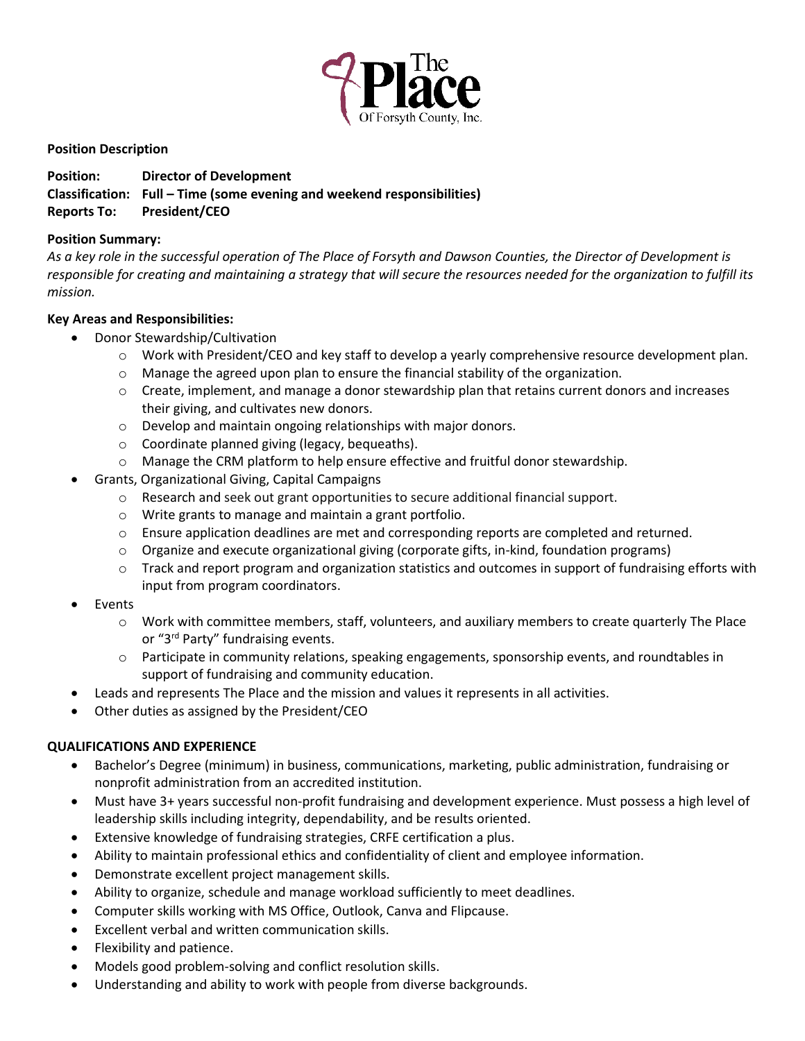**Position Description**

**Position:** **Director of Development**
**Classification:** **Full – Time (some evening and weekend responsibilities)**
**Reports To:** **President/CEO**

**Position Summary:**

*As a key role in the successful operation of The Place of Forsyth and Dawson Counties, the Director of Development is responsible for creating and maintaining a strategy that will secure the resources needed for the organization to fulfill its mission.*

**Key Areas and Responsibilities:**

- Donor Stewardship/Cultivation
  - Work with President/CEO and key staff to develop a yearly comprehensive resource development plan.
  - Manage the agreed upon plan to ensure the financial stability of the organization.
  - Create, implement, and manage a donor stewardship plan that retains current donors and increases their giving, and cultivates new donors.
  - Develop and maintain ongoing relationships with major donors.
  - Coordinate planned giving (legacy, bequeaths).
  - Manage the CRM platform to help ensure effective and fruitful donor stewardship.
- Grants, Organizational Giving, Capital Campaigns
  - Research and seek out grant opportunities to secure additional financial support.
  - Write grants to manage and maintain a grant portfolio.
  - Ensure application deadlines are met and corresponding reports are completed and returned.
  - Organize and execute organizational giving (corporate gifts, in-kind, foundation programs)
  - Track and report program and organization statistics and outcomes in support of fundraising efforts with input from program coordinators.
- Events
  - Work with committee members, staff, volunteers, and auxiliary members to create quarterly The Place or "3rd Party" fundraising events.
  - Participate in community relations, speaking engagements, sponsorship events, and roundtables in support of fundraising and community education.
- Leads and represents The Place and the mission and values it represents in all activities.
- Other duties as assigned by the President/CEO

**QUALIFICATIONS AND EXPERIENCE**

- Bachelor's Degree (minimum) in business, communications, marketing, public administration, fundraising or nonprofit administration from an accredited institution.
- Must have 3+ years successful non-profit fundraising and development experience. Must possess a high level of leadership skills including integrity, dependability, and be results oriented.
- Extensive knowledge of fundraising strategies, CRFE certification a plus.
- Ability to maintain professional ethics and confidentiality of client and employee information.
- Demonstrate excellent project management skills.
- Ability to organize, schedule and manage workload sufficiently to meet deadlines.
- Computer skills working with MS Office, Outlook, Canva and Flipcause.
- Excellent verbal and written communication skills.
- Flexibility and patience.
- Models good problem-solving and conflict resolution skills.
- Understanding and ability to work with people from diverse backgrounds.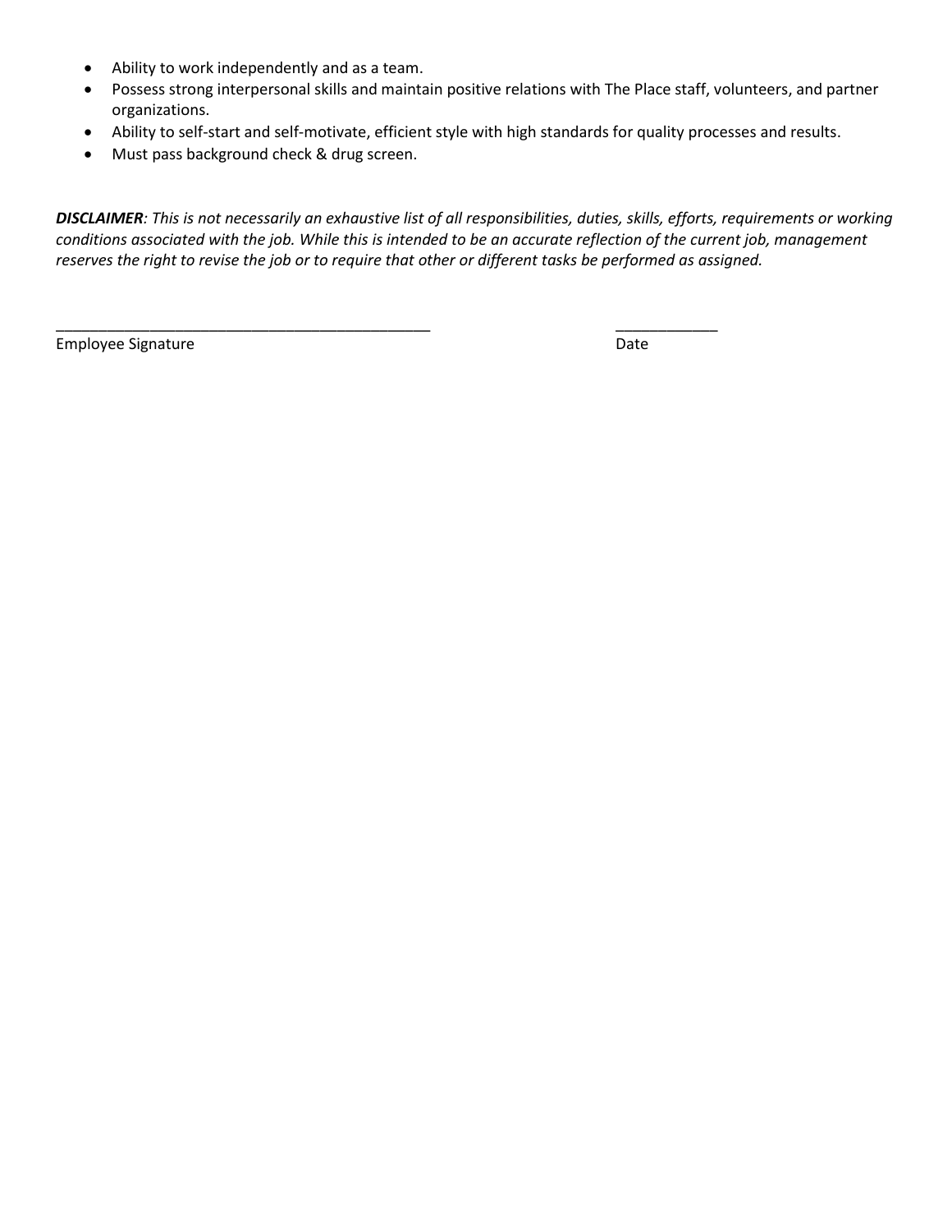- Ability to work independently and as a team.
- Possess strong interpersonal skills and maintain positive relations with The Place staff, volunteers, and partner organizations.
- Ability to self-start and self-motivate, efficient style with high standards for quality processes and results.
- Must pass background check & drug screen.

***DISCLAIMER****: This is not necessarily an exhaustive list of all responsibilities, duties, skills, efforts, requirements or working conditions associated with the job. While this is intended to be an accurate reflection of the current job, management reserves the right to revise the job or to require that other or different tasks be performed as assigned.*

_____________________________________________ ____________

Employee Signature Date